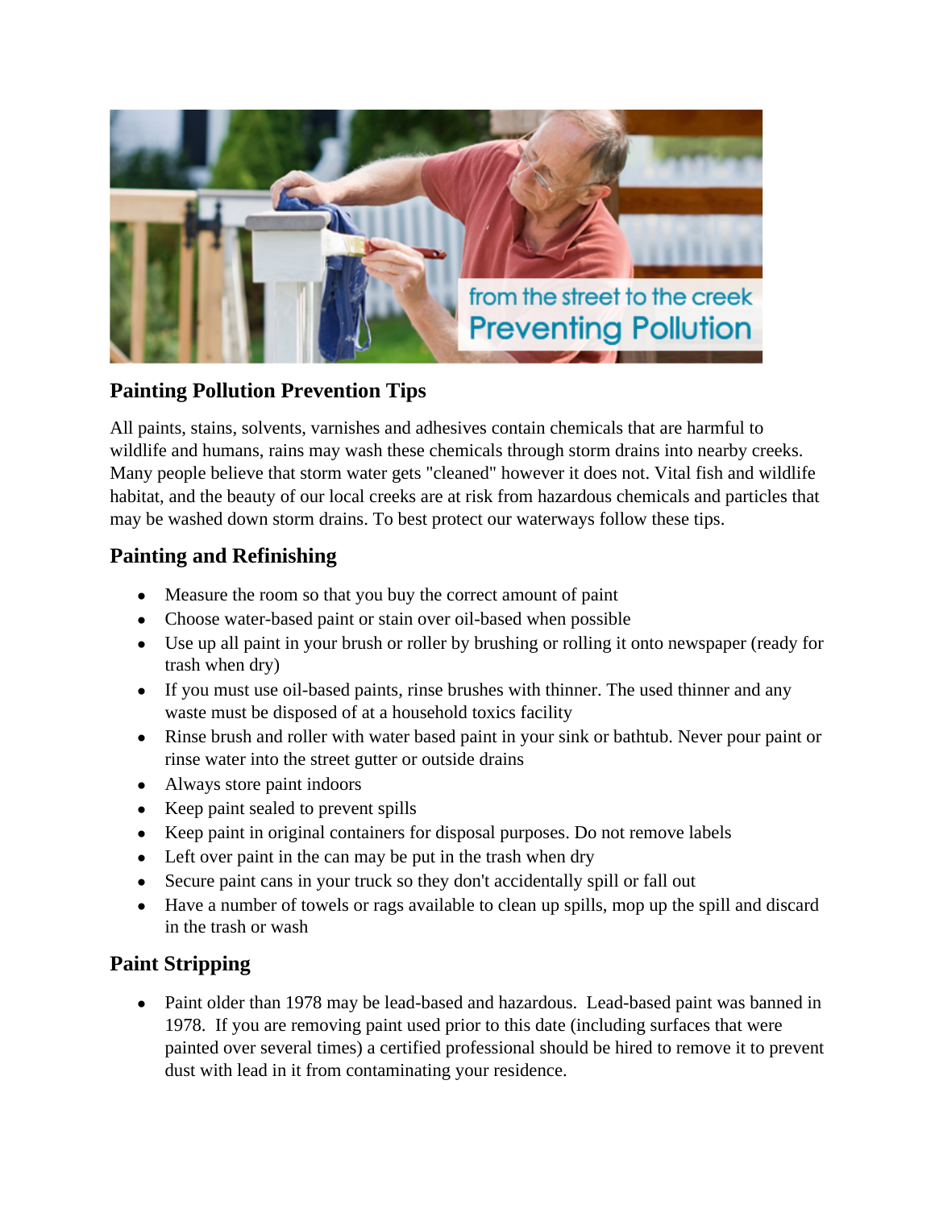## Painting Pollution Prevention Tips

All paints, stains, solvents, varnishes and adhesives contain chemicals that are harmful to wildlife and humans, rains may wash these chemicals through storm drains into nearby creeks. Many people believe that storm water gets "cleaned" however it does not. Vital fish and wildlife habitat, and the beauty of our local creeks are at risk from hazardous chemicals and particles that may be washed down storm drains. To best protect our waterways follow these tips.

## Painting and Refinishing

- Measure the room so that you buy the correct amount of paint
- Choose water-based paint or stain over oil-based when possible
- Use up all paint in your brush or roller by brushing or rolling it onto newspaper (ready for trash when dry)
- If you must use oil-based paints, rinse brushes with thinner. The used thinner and any waste must be disposed of at a household toxics facility
- Rinse brush and roller with water based paint in your sink or bathtub. Never pour paint or rinse water into the street gutter or outside drains
- Always store paint indoors
- Keep paint sealed to prevent spills
- Keep paint in original containers for disposal purposes. Do not remove labels
- Left over paint in the can may be put in the trash when dry
- Secure paint cans in your truck so they don't accidentally spill or fall out
- Have a number of towels or rags available to clean up spills, mop up the spill and discard in the trash or wash

## Paint Stripping

- Paint older than 1978 may be lead-based and hazardous. Lead-based paint was banned in 1978. If you are removing paint used prior to this date (including surfaces that were painted over several times) a certified professional should be hired to remove it to prevent dust with lead in it from contaminating your residence.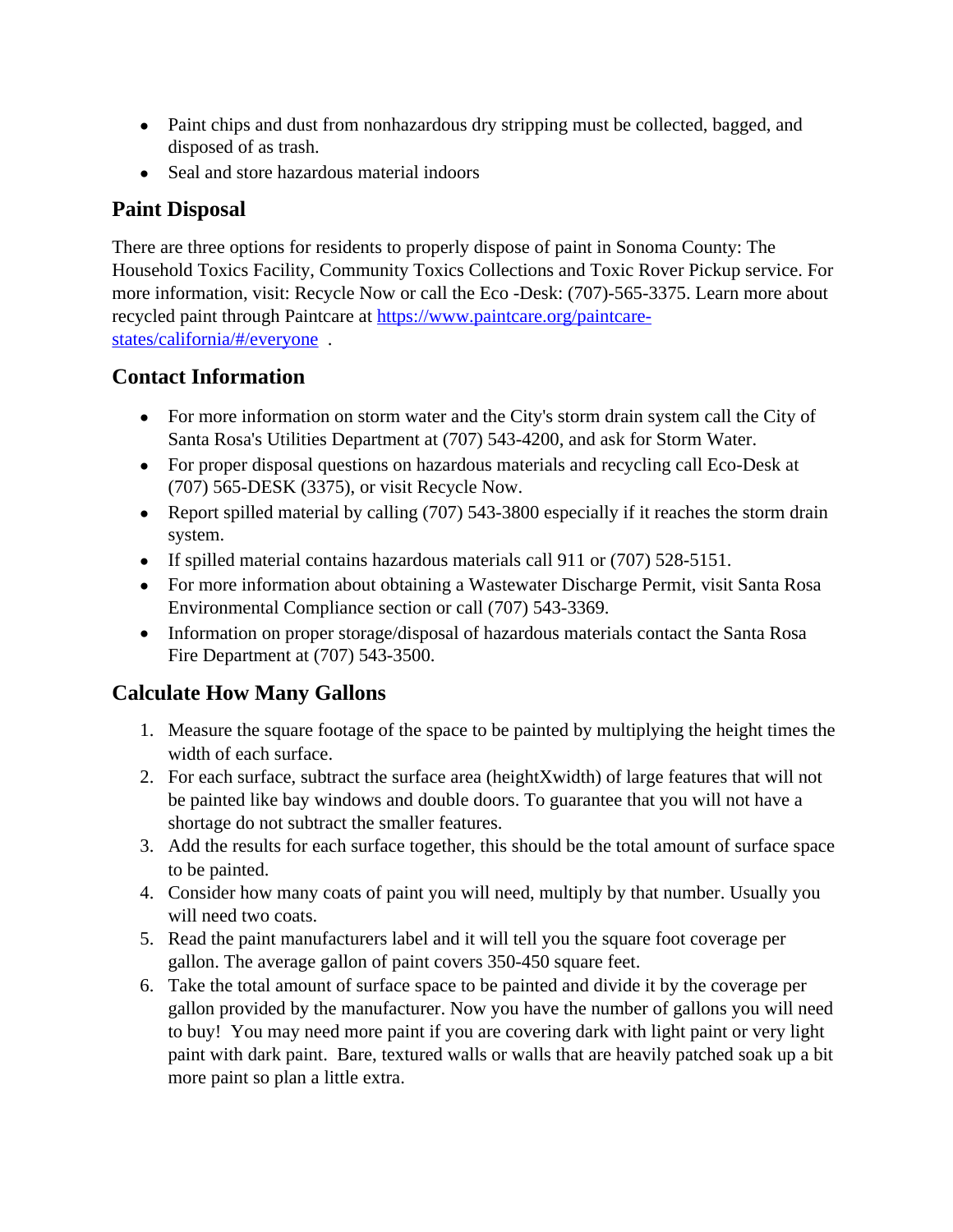- Paint chips and dust from nonhazardous dry stripping must be collected, bagged, and disposed of as trash.
- Seal and store hazardous material indoors

## Paint Disposal

There are three options for residents to properly dispose of paint in Sonoma County: The Household Toxics Facility, Community Toxics Collections and Toxic Rover Pickup service. For more information, visit: Recycle Now or call the Eco -Desk: (707)-565-3375. Learn more about recycled paint through Paintcare at [https://www.paintcare.org/paintcare-states/california/#/everyone](https://www.paintcare.org/paintcare-states/california/#/everyone) .

## Contact Information

- For more information on storm water and the City's storm drain system call the City of Santa Rosa's Utilities Department at (707) 543-4200, and ask for Storm Water.
- For proper disposal questions on hazardous materials and recycling call Eco-Desk at (707) 565-DESK (3375), or visit Recycle Now.
- Report spilled material by calling (707) 543-3800 especially if it reaches the storm drain system.
- If spilled material contains hazardous materials call 911 or (707) 528-5151.
- For more information about obtaining a Wastewater Discharge Permit, visit Santa Rosa Environmental Compliance section or call (707) 543-3369.
- Information on proper storage/disposal of hazardous materials contact the Santa Rosa Fire Department at (707) 543-3500.

## Calculate How Many Gallons

1. Measure the square footage of the space to be painted by multiplying the height times the width of each surface.
2. For each surface, subtract the surface area (heightXwidth) of large features that will not be painted like bay windows and double doors. To guarantee that you will not have a shortage do not subtract the smaller features.
3. Add the results for each surface together, this should be the total amount of surface space to be painted.
4. Consider how many coats of paint you will need, multiply by that number. Usually you will need two coats.
5. Read the paint manufacturers label and it will tell you the square foot coverage per gallon. The average gallon of paint covers 350-450 square feet.
6. Take the total amount of surface space to be painted and divide it by the coverage per gallon provided by the manufacturer. Now you have the number of gallons you will need to buy! You may need more paint if you are covering dark with light paint or very light paint with dark paint. Bare, textured walls or walls that are heavily patched soak up a bit more paint so plan a little extra.